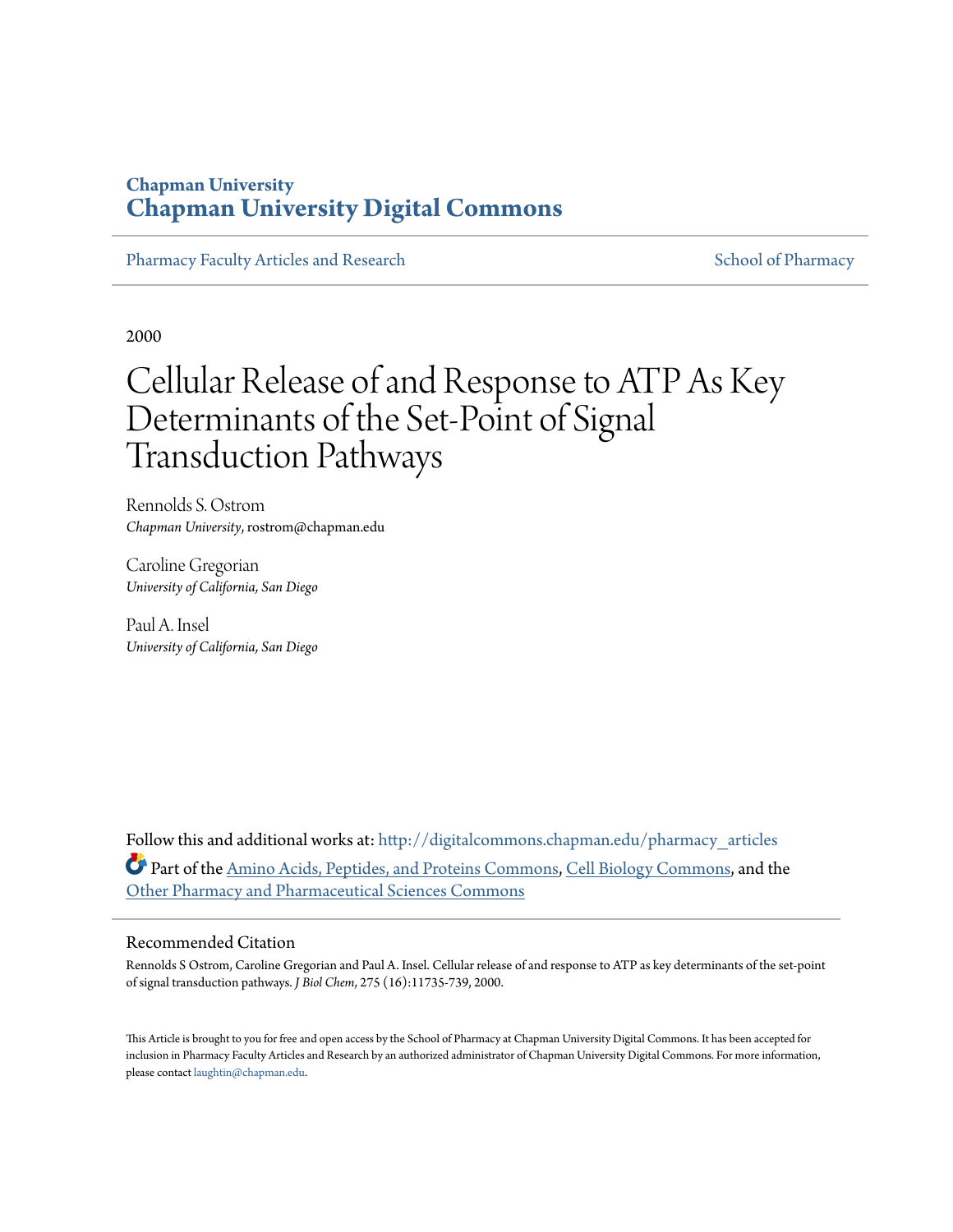**Chapman University**
**Chapman University Digital Commons**

Pharmacy Faculty Articles and Research | School of Pharmacy

2000

# Cellular Release of and Response to ATP As Key Determinants of the Set-Point of Signal Transduction Pathways

Rennolds S. Ostrom
*Chapman University*, rostrom@chapman.edu

Caroline Gregorian
*University of California, San Diego*

Paul A. Insel
*University of California, San Diego*

Follow this and additional works at: http://digitalcommons.chapman.edu/pharmacy_articles

Part of the Amino Acids, Peptides, and Proteins Commons, Cell Biology Commons, and the Other Pharmacy and Pharmaceutical Sciences Commons

## Recommended Citation

Rennolds S Ostrom, Caroline Gregorian and Paul A. Insel. Cellular release of and response to ATP as key determinants of the set-point of signal transduction pathways. *J Biol Chem*, 275 (16):11735-739, 2000.

This Article is brought to you for free and open access by the School of Pharmacy at Chapman University Digital Commons. It has been accepted for inclusion in Pharmacy Faculty Articles and Research by an authorized administrator of Chapman University Digital Commons. For more information, please contact laughtin@chapman.edu.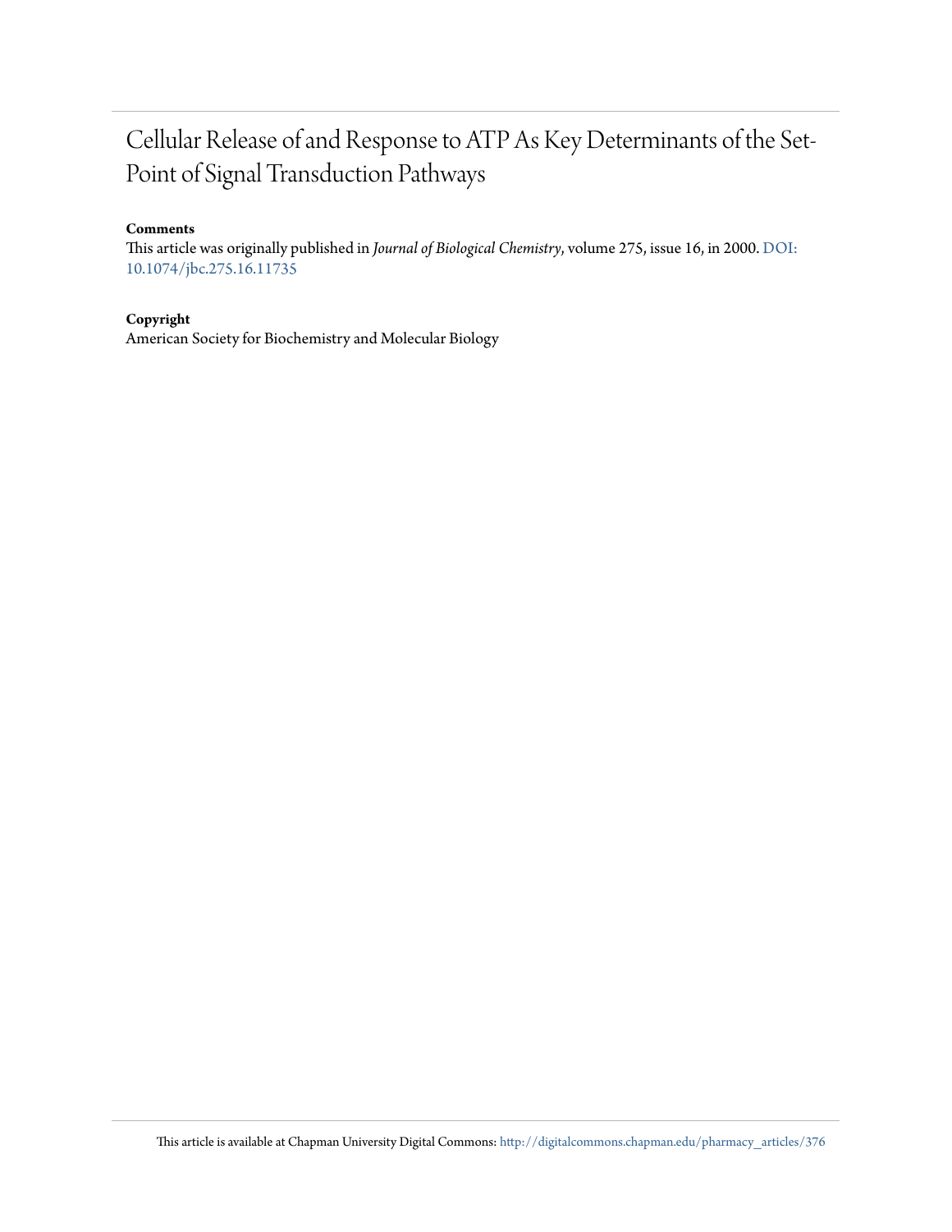# Cellular Release of and Response to ATP As Key Determinants of the Set-Point of Signal Transduction Pathways

**Comments**

This article was originally published in *Journal of Biological Chemistry*, volume 275, issue 16, in 2000. DOI: 10.1074/jbc.275.16.11735

**Copyright**

American Society for Biochemistry and Molecular Biology

This article is available at Chapman University Digital Commons: http://digitalcommons.chapman.edu/pharmacy_articles/376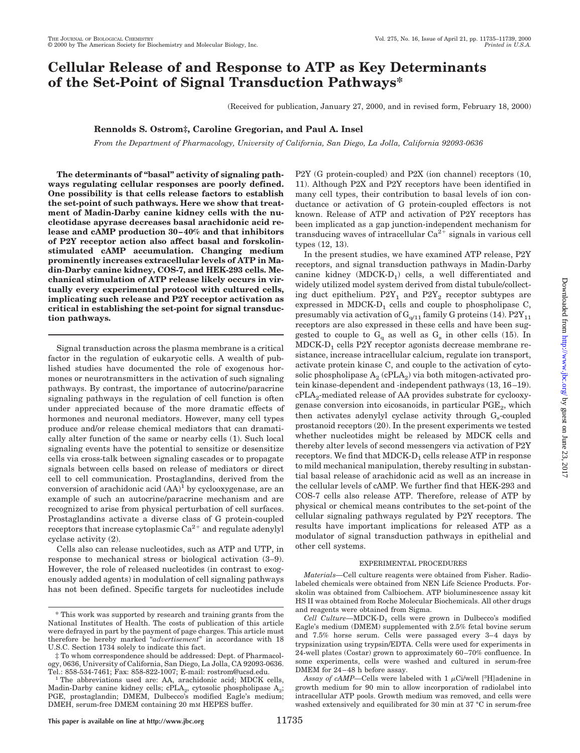# Cellular Release of and Response to ATP as Key Determinants of the Set-Point of Signal Transduction Pathways*

(Received for publication, January 27, 2000, and in revised form, February 18, 2000)

**Rennolds S. Ostrom‡, Caroline Gregorian, and Paul A. Insel**

*From the Department of Pharmacology, University of California, San Diego, La Jolla, California 92093-0636*

**The determinants of "basal" activity of signaling pathways regulating cellular responses are poorly defined. One possibility is that cells release factors to establish the set-point of such pathways. Here we show that treatment of Madin-Darby canine kidney cells with the nucleotidase apyrase decreases basal arachidonic acid release and cAMP production 30–40% and that inhibitors of P2Y receptor action also affect basal and forskolin-stimulated cAMP accumulation. Changing medium prominently increases extracellular levels of ATP in Madin-Darby canine kidney, COS-7, and HEK-293 cells. Mechanical stimulation of ATP release likely occurs in virtually every experimental protocol with cultured cells, implicating such release and P2Y receptor activation as critical in establishing the set-point for signal transduction pathways.**

Signal transduction across the plasma membrane is a critical factor in the regulation of eukaryotic cells. A wealth of published studies have documented the role of exogenous hormones or neurotransmitters in the activation of such signaling pathways. By contrast, the importance of autocrine/paracrine signaling pathways in the regulation of cell function is often under appreciated because of the more dramatic effects of hormones and neuronal mediators. However, many cell types produce and/or release chemical mediators that can dramatically alter function of the same or nearby cells (1). Such local signaling events have the potential to sensitize or desensitize cells via cross-talk between signaling cascades or to propagate signals between cells based on release of mediators or direct cell to cell communication. Prostaglandins, derived from the conversion of arachidonic acid (AA)[1] by cyclooxygenase, are an example of such an autocrine/paracrine mechanism and are recognized to arise from physical perturbation of cell surfaces. Prostaglandins activate a diverse class of G protein-coupled receptors that increase cytoplasmic $Ca^{2+}$ and regulate adenylyl cyclase activity (2).

Cells also can release nucleotides, such as ATP and UTP, in response to mechanical stress or biological activation (3–9). However, the role of released nucleotides (in contrast to exogenously added agents) in modulation of cell signaling pathways has not been defined. Specific targets for nucleotides include P2Y (G protein-coupled) and P2X (ion channel) receptors (10, 11). Although P2X and P2Y receptors have been identified in many cell types, their contribution to basal levels of ion conductance or activation of G protein-coupled effectors is not known. Release of ATP and activation of P2Y receptors has been implicated as a gap junction-independent mechanism for transducing waves of intracellular $Ca^{2+}$ signals in various cell types (12, 13).

In the present studies, we have examined ATP release, P2Y receptors, and signal transduction pathways in Madin-Darby canine kidney ($MDCK\text{-}D_1$) cells, a well differentiated and widely utilized model system derived from distal tubule/collecting duct epithelium. $P2Y_1$ and $P2Y_2$ receptor subtypes are expressed in $MDCK\text{-}D_1$ cells and couple to phospholipase C, presumably via activation of $G_{q/11}$ family G proteins (14). $P2Y_{11}$ receptors are also expressed in these cells and have been suggested to couple to $G_q$ as well as $G_s$ in other cells (15). In $MDCK\text{-}D_1$ cells P2Y receptor agonists decrease membrane resistance, increase intracellular calcium, regulate ion transport, activate protein kinase C, and couple to the activation of cytosolic phospholipase $A_2$ ($cPLA_2$) via both mitogen-activated protein kinase-dependent and -independent pathways (13, 16–19). $cPLA_2$-mediated release of AA provides substrate for cyclooxygenase conversion into eicosanoids, in particular $PGE_2$, which then activates adenylyl cyclase activity through $G_s$-coupled prostanoid receptors (20). In the present experiments we tested whether nucleotides might be released by MDCK cells and thereby alter levels of second messengers via activation of P2Y receptors. We find that $MDCK\text{-}D_1$ cells release ATP in response to mild mechanical manipulation, thereby resulting in substantial basal release of arachidonic acid as well as an increase in the cellular levels of cAMP. We further find that HEK-293 and COS-7 cells also release ATP. Therefore, release of ATP by physical or chemical means contributes to the set-point of the cellular signaling pathways regulated by P2Y receptors. The results have important implications for released ATP as a modulator of signal transduction pathways in epithelial and other cell systems.

## EXPERIMENTAL PROCEDURES

*Materials*—Cell culture reagents were obtained from Fisher. Radiolabeled chemicals were obtained from NEN Life Science Products. Forskolin was obtained from Calbiochem. ATP bioluminescence assay kit HS II was obtained from Roche Molecular Biochemicals. All other drugs and reagents were obtained from Sigma.

*Cell Culture*—$MDCK\text{-}D_1$ cells were grown in Dulbecco's modified Eagle's medium (DMEM) supplemented with 2.5% fetal bovine serum and 7.5% horse serum. Cells were passaged every 3–4 days by trypsinization using trypsin/EDTA. Cells were used for experiments in 24-well plates (Costar) grown to approximately 60–70% confluence. In some experiments, cells were washed and cultured in serum-free DMEM for 24–48 h before assay.

*Assay of cAMP*—Cells were labeled with 1 μCi/well [$^3$H]adenine in growth medium for 90 min to allow incorporation of radiolabel into intracellular ATP pools. Growth medium was removed, and cells were washed extensively and equilibrated for 30 min at 37 °C in serum-free

---

\* This work was supported by research and training grants from the National Institutes of Health. The costs of publication of this article were defrayed in part by the payment of page charges. This article must therefore be hereby marked "*advertisement*" in accordance with 18 U.S.C. Section 1734 solely to indicate this fact.

‡ To whom correspondence should be addressed: Dept. of Pharmacology, 0636, University of California, San Diego, La Jolla, CA 92093-0636. Tel.: 858-534-7461; Fax: 858-822-1007; E-mail: rostrom@ucsd.edu.

[1] The abbreviations used are: AA, arachidonic acid; MDCK cells, Madin-Darby canine kidney cells; $cPLA_2$, cytosolic phospholipase $A_2$; PGE, prostaglandin; DMEM, Dulbecco's modified Eagle's medium; DMEH, serum-free DMEM containing 20 mM HEPES buffer.

**This paper is available on line at http://www.jbc.org**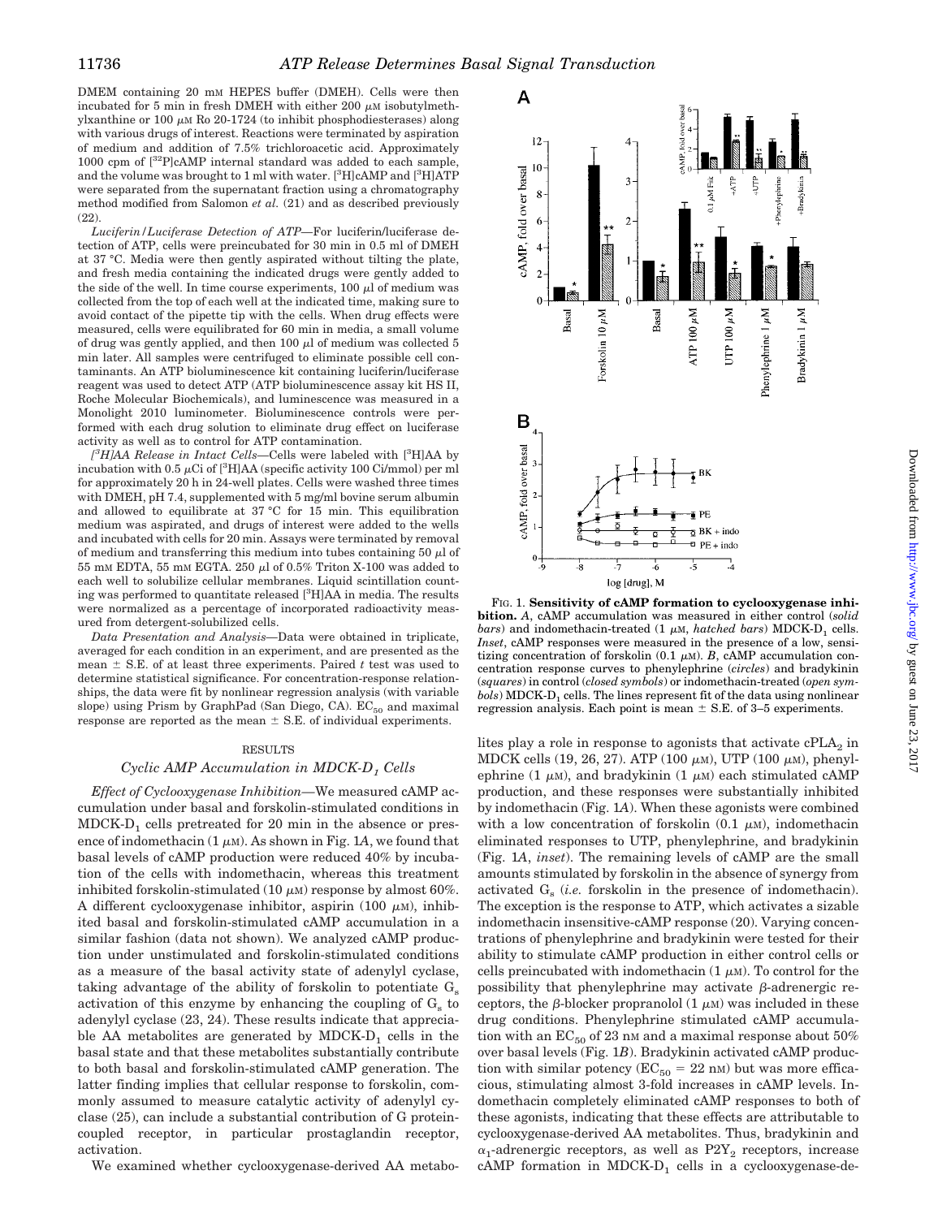DMEM containing 20 mM HEPES buffer (DMEH). Cells were then incubated for 5 min in fresh DMEH with either 200 μM isobutylmethylxanthine or 100 μM Ro 20-1724 (to inhibit phosphodiesterases) along with various drugs of interest. Reactions were terminated by aspiration of medium and addition of 7.5% trichloroacetic acid. Approximately 1000 cpm of [$^{32}$P]cAMP internal standard was added to each sample, and the volume was brought to 1 ml with water. [$^{3}$H]cAMP and [$^{3}$H]ATP were separated from the supernatant fraction using a chromatography method modified from Salomon *et al.* (21) and as described previously (22).

*Luciferin/Luciferase Detection of ATP*—For luciferin/luciferase detection of ATP, cells were preincubated for 30 min in 0.5 ml of DMEH at 37 °C. Media were then gently aspirated without tilting the plate, and fresh media containing the indicated drugs were gently added to the side of the well. In time course experiments, 100 μl of medium was collected from the top of each well at the indicated time, making sure to avoid contact of the pipette tip with the cells. When drug effects were measured, cells were equilibrated for 60 min in media, a small volume of drug was gently applied, and then 100 μl of medium was collected 5 min later. All samples were centrifuged to eliminate possible cell contaminants. An ATP bioluminescence kit containing luciferin/luciferase reagent was used to detect ATP (ATP bioluminescence assay kit HS II, Roche Molecular Biochemicals), and luminescence was measured in a Monolight 2010 luminometer. Bioluminescence controls were performed with each drug solution to eliminate drug effect on luciferase activity as well as to control for ATP contamination.

*[$^{3}$H]AA Release in Intact Cells*—Cells were labeled with [$^{3}$H]AA by incubation with 0.5 μCi of [$^{3}$H]AA (specific activity 100 Ci/mmol) per ml for approximately 20 h in 24-well plates. Cells were washed three times with DMEH, pH 7.4, supplemented with 5 mg/ml bovine serum albumin and allowed to equilibrate at 37 °C for 15 min. This equilibration medium was aspirated, and drugs of interest were added to the wells and incubated with cells for 20 min. Assays were terminated by removal of medium and transferring this medium into tubes containing 50 μl of 55 mM EDTA, 55 mM EGTA. 250 μl of 0.5% Triton X-100 was added to each well to solubilize cellular membranes. Liquid scintillation counting was performed to quantitate released [$^{3}$H]AA in media. The results were normalized as a percentage of incorporated radioactivity measured from detergent-solubilized cells.

*Data Presentation and Analysis*—Data were obtained in triplicate, averaged for each condition in an experiment, and are presented as the mean ± S.E. of at least three experiments. Paired *t* test was used to determine statistical significance. For concentration-response relationships, the data were fit by nonlinear regression analysis (with variable slope) using Prism by GraphPad (San Diego, CA). $EC_{50}$ and maximal response are reported as the mean ± S.E. of individual experiments.

## RESULTS

### *Cyclic AMP Accumulation in MDCK-$D_1$ Cells*

*Effect of Cyclooxygenase Inhibition*—We measured cAMP accumulation under basal and forskolin-stimulated conditions in MDCK-$D_1$ cells pretreated for 20 min in the absence or presence of indomethacin (1 μM). As shown in Fig. 1*A*, we found that basal levels of cAMP production were reduced 40% by incubation of the cells with indomethacin, whereas this treatment inhibited forskolin-stimulated (10 μM) response by almost 60%. A different cyclooxygenase inhibitor, aspirin (100 μM), inhibited basal and forskolin-stimulated cAMP accumulation in a similar fashion (data not shown). We analyzed cAMP production under unstimulated and forskolin-stimulated conditions as a measure of the basal activity state of adenylyl cyclase, taking advantage of the ability of forskolin to potentiate $G_s$ activation of this enzyme by enhancing the coupling of $G_s$ to adenylyl cyclase (23, 24). These results indicate that appreciable AA metabolites are generated by MDCK-$D_1$ cells in the basal state and that these metabolites substantially contribute to both basal and forskolin-stimulated cAMP generation. The latter finding implies that cellular response to forskolin, commonly assumed to measure catalytic activity of adenylyl cyclase (25), can include a substantial contribution of G protein-coupled receptor, in particular prostaglandin receptor, activation.

We examined whether cyclooxygenase-derived AA metabolites play a role in response to agonists that activate $cPLA_2$ in MDCK cells (19, 26, 27). ATP (100 μM), UTP (100 μM), phenylephrine (1 μM), and bradykinin (1 μM) each stimulated cAMP production, and these responses were substantially inhibited by indomethacin (Fig. 1*A*). When these agonists were combined with a low concentration of forskolin (0.1 μM), indomethacin eliminated responses to UTP, phenylephrine, and bradykinin (Fig. 1*A*, *inset*). The remaining levels of cAMP are the small amounts stimulated by forskolin in the absence of synergy from activated $G_s$ (*i.e.* forskolin in the presence of indomethacin). The exception is the response to ATP, which activates a sizable indomethacin insensitive-cAMP response (20). Varying concentrations of phenylephrine and bradykinin were tested for their ability to stimulate cAMP production in either control cells or cells preincubated with indomethacin (1 μM). To control for the possibility that phenylephrine may activate β-adrenergic receptors, the β-blocker propranolol (1 μM) was included in these drug conditions. Phenylephrine stimulated cAMP accumulation with an $EC_{50}$ of 23 nM and a maximal response about 50% over basal levels (Fig. 1*B*). Bradykinin activated cAMP production with similar potency ($EC_{50}$ = 22 nM) but was more efficacious, stimulating almost 3-fold increases in cAMP levels. Indomethacin completely eliminated cAMP responses to both of these agonists, indicating that these effects are attributable to cyclooxygenase-derived AA metabolites. Thus, bradykinin and $\alpha_1$-adrenergic receptors, as well as $P2Y_2$ receptors, increase cAMP formation in MDCK-$D_1$ cells in a cyclooxygenase-de-

FIG. 1. **Sensitivity of cAMP formation to cyclooxygenase inhibition.** *A*, cAMP accumulation was measured in either control (*solid bars*) and indomethacin-treated (1 μM, *hatched bars*) MDCK-$D_1$ cells. *Inset*, cAMP responses were measured in the presence of a low, sensitizing concentration of forskolin (0.1 μM). *B*, cAMP accumulation concentration response curves to phenylephrine (*circles*) and bradykinin (*squares*) in control (*closed symbols*) or indomethacin-treated (*open symbols*) MDCK-$D_1$ cells. The lines represent fit of the data using nonlinear regression analysis. Each point is mean ± S.E. of 3–5 experiments.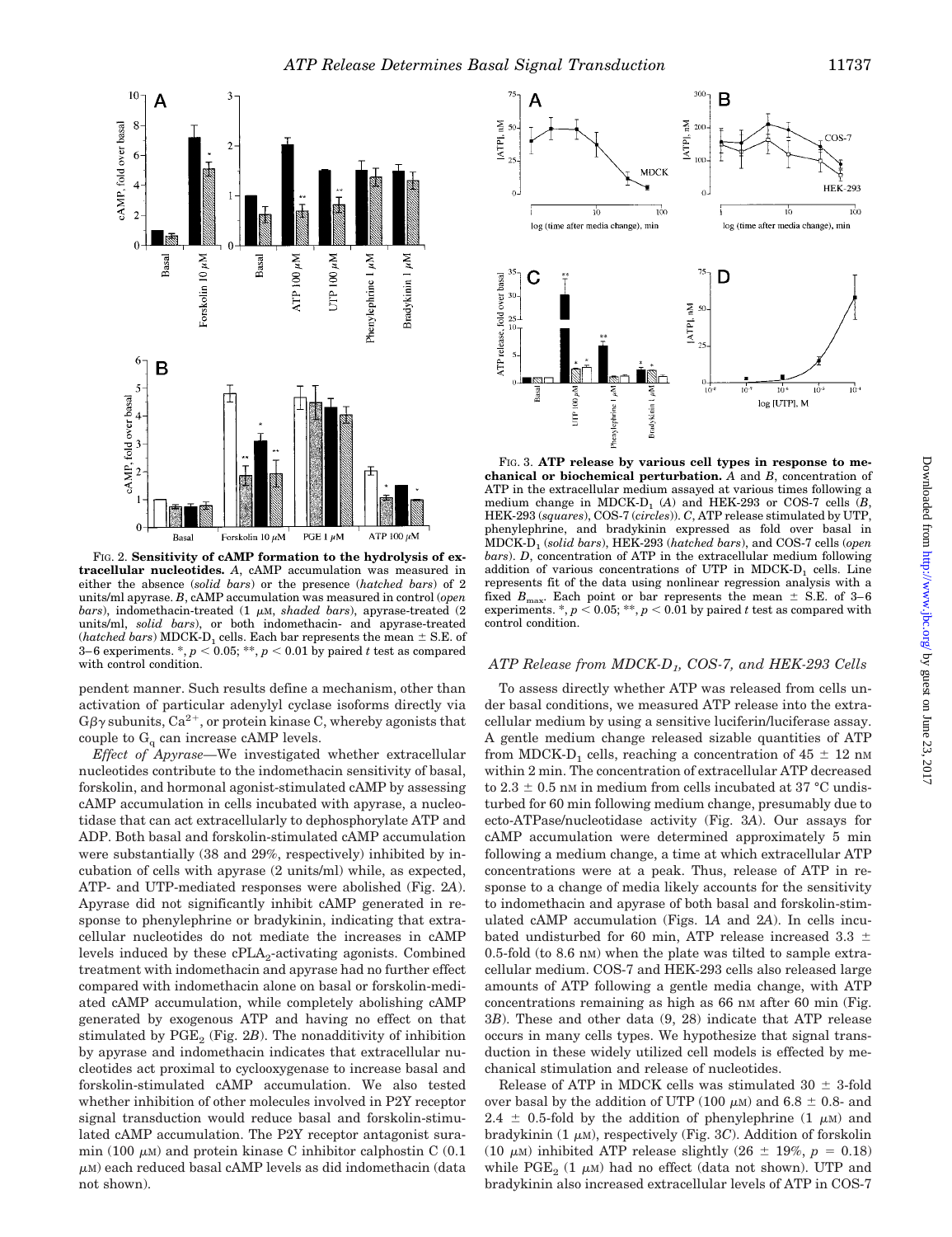FIG. 2. **Sensitivity of cAMP formation to the hydrolysis of extracellular nucleotides.** *A*, cAMP accumulation was measured in either the absence (*solid bars*) or the presence (*hatched bars*) of 2 units/ml apyrase. *B*, cAMP accumulation was measured in control (*open bars*), indomethacin-treated (1 $\mu$M, *shaded bars*), apyrase-treated (2 units/ml, *solid bars*), or both indomethacin- and apyrase-treated (*hatched bars*) MDCK-$D_1$ cells. Each bar represents the mean ± S.E. of 3–6 experiments. *, $p < 0.05$; **, $p < 0.01$ by paired *t* test as compared with control condition.

FIG. 3. **ATP release by various cell types in response to mechanical or biochemical perturbation.** *A* and *B*, concentration of ATP in the extracellular medium assayed at various times following a medium change in MDCK-$D_1$ (*A*) and HEK-293 or COS-7 cells (*B*, HEK-293 (*squares*), COS-7 (*circles*)). *C*, ATP release stimulated by UTP, phenylephrine, and bradykinin expressed as fold over basal in MDCK-$D_1$ (*solid bars*), HEK-293 (*hatched bars*), and COS-7 cells (*open bars*). *D*, concentration of ATP in the extracellular medium following addition of various concentrations of UTP in MDCK-$D_1$ cells. Line represents fit of the data using nonlinear regression analysis with a fixed $B_{max}$. Each point or bar represents the mean ± S.E. of 3–6 experiments. *, $p < 0.05$; **, $p < 0.01$ by paired *t* test as compared with control condition.

pendent manner. Such results define a mechanism, other than activation of particular adenylyl cyclase isoforms directly via $G\beta\gamma$ subunits, $Ca^{2+}$, or protein kinase C, whereby agonists that couple to $G_q$ can increase cAMP levels.

*Effect of Apyrase*—We investigated whether extracellular nucleotides contribute to the indomethacin sensitivity of basal, forskolin, and hormonal agonist-stimulated cAMP by assessing cAMP accumulation in cells incubated with apyrase, a nucleotidase that can act extracellularly to dephosphorylate ATP and ADP. Both basal and forskolin-stimulated cAMP accumulation were substantially (38 and 29%, respectively) inhibited by incubation of cells with apyrase (2 units/ml) while, as expected, ATP- and UTP-mediated responses were abolished (Fig. 2*A*). Apyrase did not significantly inhibit cAMP generated in response to phenylephrine or bradykinin, indicating that extracellular nucleotides do not mediate the increases in cAMP levels induced by these $cPLA_2$-activating agonists. Combined treatment with indomethacin and apyrase had no further effect compared with indomethacin alone on basal or forskolin-mediated cAMP accumulation, while completely abolishing cAMP generated by exogenous ATP and having no effect on that stimulated by $PGE_2$ (Fig. 2*B*). The nonadditivity of inhibition by apyrase and indomethacin indicates that extracellular nucleotides act proximal to cyclooxygenase to increase basal and forskolin-stimulated cAMP accumulation. We also tested whether inhibition of other molecules involved in P2Y receptor signal transduction would reduce basal and forskolin-stimulated cAMP accumulation. The P2Y receptor antagonist suramin (100 $\mu$M) and protein kinase C inhibitor calphostin C (0.1 $\mu$M) each reduced basal cAMP levels as did indomethacin (data not shown).

### ATP Release from MDCK-$D_1$, COS-7, and HEK-293 Cells

To assess directly whether ATP was released from cells under basal conditions, we measured ATP release into the extracellular medium by using a sensitive luciferin/luciferase assay. A gentle medium change released sizable quantities of ATP from MDCK-$D_1$ cells, reaching a concentration of 45 ± 12 nM within 2 min. The concentration of extracellular ATP decreased to 2.3 ± 0.5 nM in medium from cells incubated at 37 °C undisturbed for 60 min following medium change, presumably due to ecto-ATPase/nucleotidase activity (Fig. 3*A*). Our assays for cAMP accumulation were determined approximately 5 min following a medium change, a time at which extracellular ATP concentrations were at a peak. Thus, release of ATP in response to a change of media likely accounts for the sensitivity to indomethacin and apyrase of both basal and forskolin-stimulated cAMP accumulation (Figs. 1*A* and 2*A*). In cells incubated undisturbed for 60 min, ATP release increased 3.3 ± 0.5-fold (to 8.6 nM) when the plate was tilted to sample extracellular medium. COS-7 and HEK-293 cells also released large amounts of ATP following a gentle media change, with ATP concentrations remaining as high as 66 nM after 60 min (Fig. 3*B*). These and other data (9, 28) indicate that ATP release occurs in many cells types. We hypothesize that signal transduction in these widely utilized cell models is effected by mechanical stimulation and release of nucleotides.

Release of ATP in MDCK cells was stimulated 30 ± 3-fold over basal by the addition of UTP (100 $\mu$M) and 6.8 ± 0.8- and 2.4 ± 0.5-fold by the addition of phenylephrine (1 $\mu$M) and bradykinin (1 $\mu$M), respectively (Fig. 3*C*). Addition of forskolin (10 $\mu$M) inhibited ATP release slightly (26 ± 19%, $p$ = 0.18) while $PGE_2$ (1 $\mu$M) had no effect (data not shown). UTP and bradykinin also increased extracellular levels of ATP in COS-7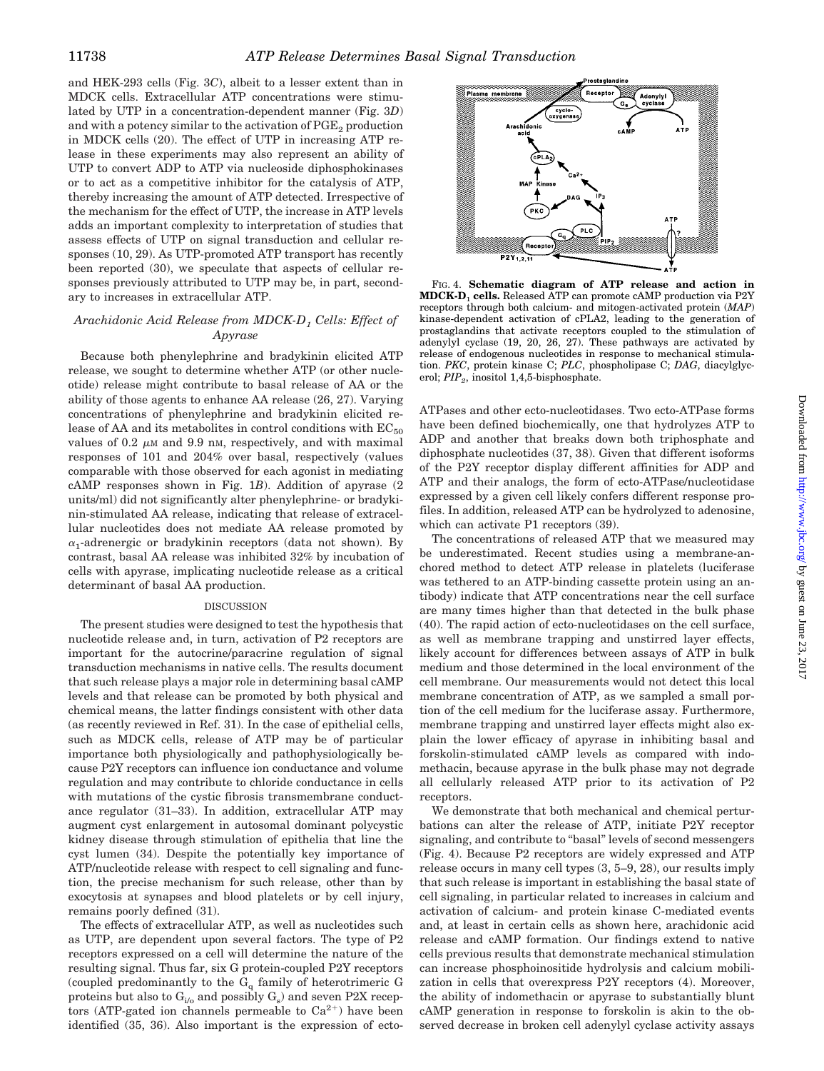and HEK-293 cells (Fig. 3*C*), albeit to a lesser extent than in MDCK cells. Extracellular ATP concentrations were stimulated by UTP in a concentration-dependent manner (Fig. 3*D*) and with a potency similar to the activation of $PGE_2$ production in MDCK cells (20). The effect of UTP in increasing ATP release in these experiments may also represent an ability of UTP to convert ADP to ATP via nucleoside diphosphokinases or to act as a competitive inhibitor for the catalysis of ATP, thereby increasing the amount of ATP detected. Irrespective of the mechanism for the effect of UTP, the increase in ATP levels adds an important complexity to interpretation of studies that assess effects of UTP on signal transduction and cellular responses (10, 29). As UTP-promoted ATP transport has recently been reported (30), we speculate that aspects of cellular responses previously attributed to UTP may be, in part, secondary to increases in extracellular ATP.

### Arachidonic Acid Release from MDCK-$D_1$ Cells: Effect of Apyrase

Because both phenylephrine and bradykinin elicited ATP release, we sought to determine whether ATP (or other nucleotide) release might contribute to basal release of AA or the ability of those agents to enhance AA release (26, 27). Varying concentrations of phenylephrine and bradykinin elicited release of AA and its metabolites in control conditions with $EC_{50}$ values of 0.2 $\mu$M and 9.9 nM, respectively, and with maximal responses of 101 and 204% over basal, respectively (values comparable with those observed for each agonist in mediating cAMP responses shown in Fig. 1*B*). Addition of apyrase (2 units/ml) did not significantly alter phenylephrine- or bradykinin-stimulated AA release, indicating that release of extracellular nucleotides does not mediate AA release promoted by $\alpha_1$-adrenergic or bradykinin receptors (data not shown). By contrast, basal AA release was inhibited 32% by incubation of cells with apyrase, implicating nucleotide release as a critical determinant of basal AA production.

## DISCUSSION

The present studies were designed to test the hypothesis that nucleotide release and, in turn, activation of P2 receptors are important for the autocrine/paracrine regulation of signal transduction mechanisms in native cells. The results document that such release plays a major role in determining basal cAMP levels and that release can be promoted by both physical and chemical means, the latter findings consistent with other data (as recently reviewed in Ref. 31). In the case of epithelial cells, such as MDCK cells, release of ATP may be of particular importance both physiologically and pathophysiologically because P2Y receptors can influence ion conductance and volume regulation and may contribute to chloride conductance in cells with mutations of the cystic fibrosis transmembrane conductance regulator (31–33). In addition, extracellular ATP may augment cyst enlargement in autosomal dominant polycystic kidney disease through stimulation of epithelia that line the cyst lumen (34). Despite the potentially key importance of ATP/nucleotide release with respect to cell signaling and function, the precise mechanism for such release, other than by exocytosis at synapses and blood platelets or by cell injury, remains poorly defined (31).

The effects of extracellular ATP, as well as nucleotides such as UTP, are dependent upon several factors. The type of P2 receptors expressed on a cell will determine the nature of the resulting signal. Thus far, six G protein-coupled P2Y receptors (coupled predominantly to the $G_q$ family of heterotrimeric G proteins but also to $G_{i/o}$ and possibly $G_s$) and seven P2X receptors (ATP-gated ion channels permeable to $Ca^{2+}$) have been identified (35, 36). Also important is the expression of ecto-ATPases and other ecto-nucleotidases. Two ecto-ATPase forms have been defined biochemically, one that hydrolyzes ATP to ADP and another that breaks down both triphosphate and diphosphate nucleotides (37, 38). Given that different isoforms of the P2Y receptor display different affinities for ADP and ATP and their analogs, the form of ecto-ATPase/nucleotidase expressed by a given cell likely confers different response profiles. In addition, released ATP can be hydrolyzed to adenosine, which can activate P1 receptors (39).

**FIG. 4. Schematic diagram of ATP release and action in MDCK-$D_1$ cells.** Released ATP can promote cAMP production via P2Y receptors through both calcium- and mitogen-activated protein (*MAP*) kinase-dependent activation of cPLA2, leading to the generation of prostaglandins that activate receptors coupled to the stimulation of adenylyl cyclase (19, 20, 26, 27). These pathways are activated by release of endogenous nucleotides in response to mechanical stimulation. *PKC*, protein kinase C; *PLC*, phospholipase C; *DAG*, diacylglycerol; $PIP_2$, inositol 1,4,5-bisphosphate.

The concentrations of released ATP that we measured may be underestimated. Recent studies using a membrane-anchored method to detect ATP release in platelets (luciferase was tethered to an ATP-binding cassette protein using an antibody) indicate that ATP concentrations near the cell surface are many times higher than that detected in the bulk phase (40). The rapid action of ecto-nucleotidases on the cell surface, as well as membrane trapping and unstirred layer effects, likely account for differences between assays of ATP in bulk medium and those determined in the local environment of the cell membrane. Our measurements would not detect this local membrane concentration of ATP, as we sampled a small portion of the cell medium for the luciferase assay. Furthermore, membrane trapping and unstirred layer effects might also explain the lower efficacy of apyrase in inhibiting basal and forskolin-stimulated cAMP levels as compared with indomethacin, because apyrase in the bulk phase may not degrade all cellularly released ATP prior to its activation of P2 receptors.

We demonstrate that both mechanical and chemical perturbations can alter the release of ATP, initiate P2Y receptor signaling, and contribute to "basal" levels of second messengers (Fig. 4). Because P2 receptors are widely expressed and ATP release occurs in many cell types (3, 5–9, 28), our results imply that such release is important in establishing the basal state of cell signaling, in particular related to increases in calcium and activation of calcium- and protein kinase C-mediated events and, at least in certain cells as shown here, arachidonic acid release and cAMP formation. Our findings extend to native cells previous results that demonstrate mechanical stimulation can increase phosphoinositide hydrolysis and calcium mobilization in cells that overexpress P2Y receptors (4). Moreover, the ability of indomethacin or apyrase to substantially blunt cAMP generation in response to forskolin is akin to the observed decrease in broken cell adenylyl cyclase activity assays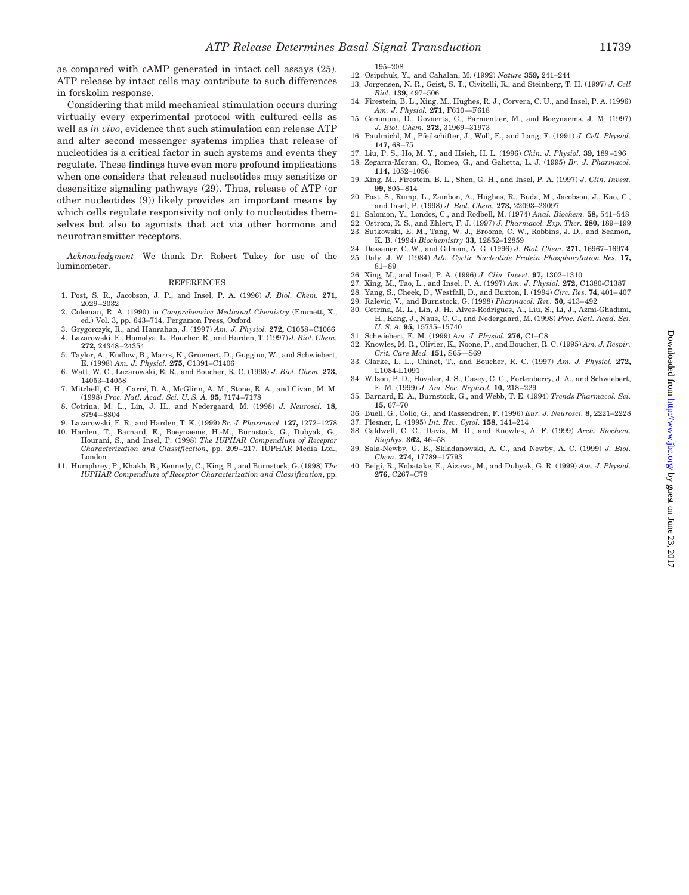as compared with cAMP generated in intact cell assays (25). ATP release by intact cells may contribute to such differences in forskolin response.

Considering that mild mechanical stimulation occurs during virtually every experimental protocol with cultured cells as well as *in vivo*, evidence that such stimulation can release ATP and alter second messenger systems implies that release of nucleotides is a critical factor in such systems and events they regulate. These findings have even more profound implications when one considers that released nucleotides may sensitize or desensitize signaling pathways (29). Thus, release of ATP (or other nucleotides (9)) likely provides an important means by which cells regulate responsivity not only to nucleotides themselves but also to agonists that act via other hormone and neurotransmitter receptors.

*Acknowledgment*—We thank Dr. Robert Tukey for use of the luminometer.

## REFERENCES

1. Post, S. R., Jacobson, J. P., and Insel, P. A. (1996) *J. Biol. Chem.* **271,** 2029–2032
2. Coleman, R. A. (1990) in *Comprehensive Medicinal Chemistry* (Emmett, X., ed.) Vol. 3, pp. 643–714, Pergamon Press, Oxford
3. Grygorczyk, R., and Hanrahan, J. (1997) *Am. J. Physiol.* **272,** C1058–C1066
4. Lazarowski, E., Homolya, L., Boucher, R., and Harden, T. (1997) *J. Biol. Chem.* **272,** 24348–24354
5. Taylor, A., Kudlow, B., Marrs, K., Gruenert, D., Guggino, W., and Schwiebert, E. (1998) *Am. J. Physiol.* **275,** C1391–C1406
6. Watt, W. C., Lazarowski, E. R., and Boucher, R. C. (1998) *J. Biol. Chem.* **273,** 14053–14058
7. Mitchell, C. H., Carré, D. A., McGlinn, A. M., Stone, R. A., and Civan, M. M. (1998) *Proc. Natl. Acad. Sci. U. S. A.* **95,** 7174–7178
8. Cotrina, M. L., Lin, J. H., and Nedergaard, M. (1998) *J. Neurosci.* **18,** 8794–8804
9. Lazarowski, E. R., and Harden, T. K. (1999) *Br. J. Pharmacol.* **127,** 1272–1278
10. Harden, T., Barnard, E., Boeynaems, H.-M., Burnstock, G., Dubyak, G., Hourani, S., and Insel, P. (1998) *The IUPHAR Compendium of Receptor Characterization and Classification*, pp. 209–217, IUPHAR Media Ltd., London
11. Humphrey, P., Khakh, B., Kennedy, C., King, B., and Burnstock, G. (1998) *The IUPHAR Compendium of Receptor Characterization and Classification*, pp. 195–208
12. Osipchuk, Y., and Cahalan, M. (1992) *Nature* **359,** 241–244
13. Jorgensen, N. R., Geist, S. T., Civitelli, R., and Steinberg, T. H. (1997) *J. Cell Biol.* **139,** 497–506
14. Firestein, B. L., Xing, M., Hughes, R. J., Corvera, C. U., and Insel, P. A. (1996) *Am. J. Physiol.* **271,** F610—F618
15. Communi, D., Govaerts, C., Parmentier, M., and Boeynaems, J. M. (1997) *J. Biol. Chem.* **272,** 31969–31973
16. Paulmichl, M., Pfeilschifter, J., Woll, E., and Lang, F. (1991) *J. Cell. Physiol.* **147,** 68–75
17. Liu, P. S., Ho, M. Y., and Hsieh, H. L. (1996) *Chin. J. Physiol.* **39,** 189–196
18. Zegarra-Moran, O., Romeo, G., and Galietta, L. J. (1995) *Br. J. Pharmacol.* **114,** 1052–1056
19. Xing, M., Firestein, B. L., Shen, G. H., and Insel, P. A. (1997) *J. Clin. Invest.* **99,** 805–814
20. Post, S., Rump, L., Zambon, A., Hughes, R., Buda, M., Jacobson, J., Kao, C., and Insel, P. (1998) *J. Biol. Chem.* **273,** 22093–23097
21. Salomon, Y., Londos, C., and Rodbell, M. (1974) *Anal. Biochem.* **58,** 541–548
22. Ostrom, R. S., and Ehlert, F. J. (1997) *J. Pharmacol. Exp. Ther.* **280,** 189–199
23. Sutkowski, E. M., Tang, W. J., Broome, C. W., Robbins, J. D., and Seamon, K. B. (1994) *Biochemistry* **33,** 12852–12859
24. Dessauer, C. W., and Gilman, A. G. (1996) *J. Biol. Chem.* **271,** 16967–16974
25. Daly, J. W. (1984) *Adv. Cyclic Nucleotide Protein Phosphorylation Res.* **17,** 81–89
26. Xing, M., and Insel, P. A. (1996) *J. Clin. Invest.* **97,** 1302–1310
27. Xing, M., Tao, L., and Insel, P. A. (1997) *Am. J. Physiol.* **272,** C1380-C1387
28. Yang, S., Cheek, D., Westfall, D., and Buxton, I. (1994) *Circ. Res.* **74,** 401–407
29. Ralevic, V., and Burnstock, G. (1998) *Pharmacol. Rev.* **50,** 413–492
30. Cotrina, M. L., Lin, J. H., Alves-Rodrigues, A., Liu, S., Li, J., Azmi-Ghadimi, H., Kang, J., Naus, C. C., and Nedergaard, M. (1998) *Proc. Natl. Acad. Sci. U. S. A.* **95,** 15735–15740
31. Schwiebert, E. M. (1999) *Am. J. Physiol.* **276,** C1–C8
32. Knowles, M. R., Olivier, K., Noone, P., and Boucher, R. C. (1995) *Am. J. Respir. Crit. Care Med.* **151,** S65—S69
33. Clarke, L. L., Chinet, T., and Boucher, R. C. (1997) *Am. J. Physiol.* **272,** L1084-L1091
34. Wilson, P. D., Hovater, J. S., Casey, C. C., Fortenberry, J. A., and Schwiebert, E. M. (1999) *J. Am. Soc. Nephrol.* **10,** 218–229
35. Barnard, E. A., Burnstock, G., and Webb, T. E. (1994) *Trends Pharmacol. Sci.* **15,** 67–70
36. Buell, G., Collo, G., and Rassendren, F. (1996) *Eur. J. Neurosci.* **8,** 2221–2228
37. Plesner, L. (1995) *Int. Rev. Cytol.* **158,** 141–214
38. Caldwell, C. C., Davis, M. D., and Knowles, A. F. (1999) *Arch. Biochem. Biophys.* **362,** 46–58
39. Sala-Newby, G. B., Skladanowski, A. C., and Newby, A. C. (1999) *J. Biol. Chem.* **274,** 17789–17793
40. Beigi, R., Kobatake, E., Aizawa, M., and Dubyak, G. R. (1999) *Am. J. Physiol.* **276,** C267–C78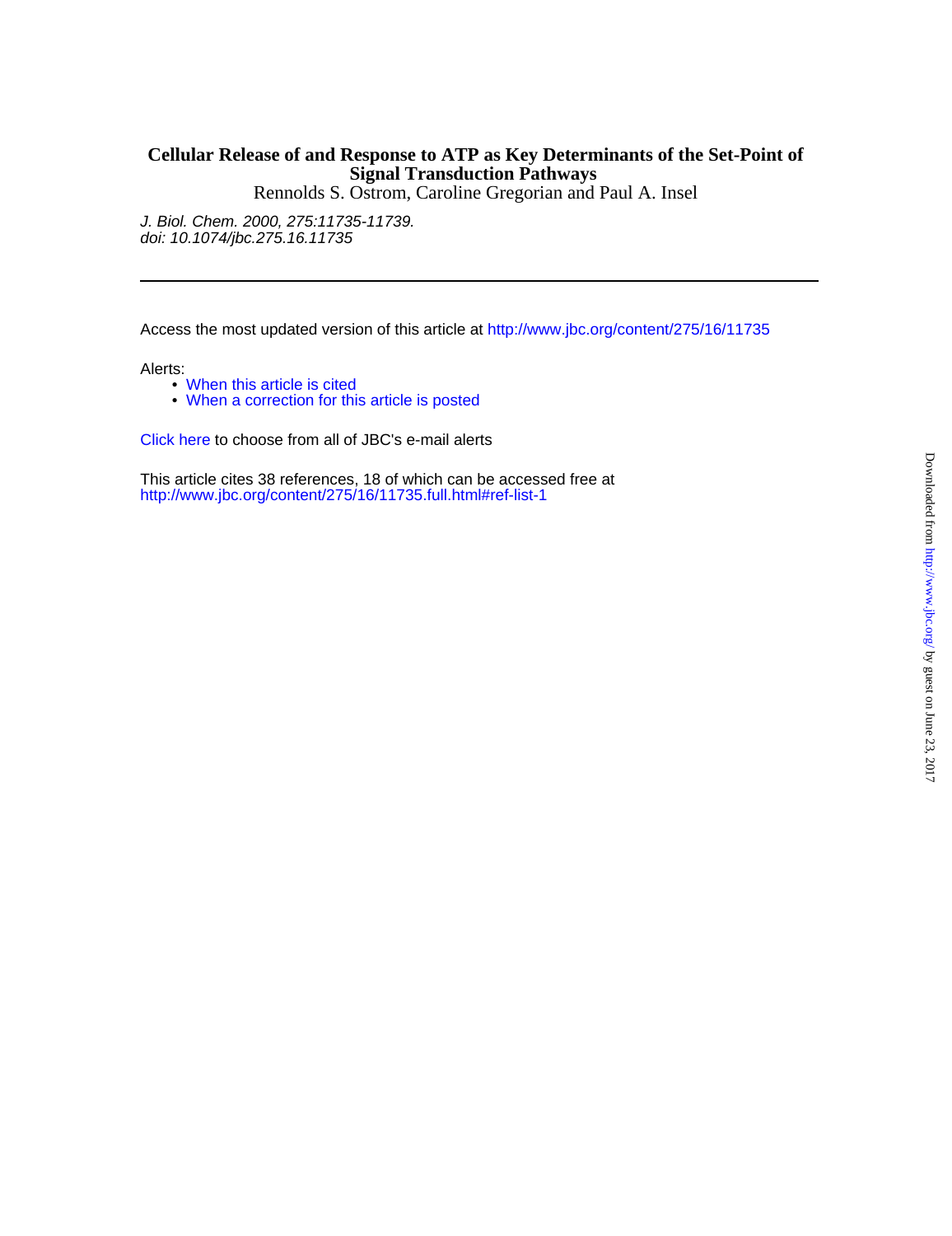# Cellular Release of and Response to ATP as Key Determinants of the Set-Point of Signal Transduction Pathways

Rennolds S. Ostrom, Caroline Gregorian and Paul A. Insel

*J. Biol. Chem. 2000, 275:11735-11739.*
*doi: 10.1074/jbc.275.16.11735*

---

Access the most updated version of this article at http://www.jbc.org/content/275/16/11735

Alerts:

- When this article is cited
- When a correction for this article is posted

Click here to choose from all of JBC's e-mail alerts

This article cites 38 references, 18 of which can be accessed free at http://www.jbc.org/content/275/16/11735.full.html#ref-list-1